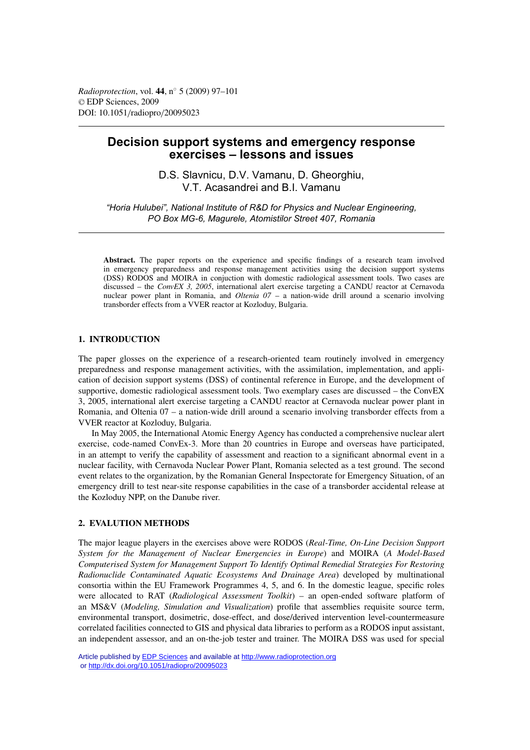# Decision support systems and emergency response exercises – lessons and issues

D.S. Slavnicu, D.V. Vamanu, D. Gheorghiu, V.T. Acasandrei and B.I. Vamanu

*"Horia Hulubei", National Institute of R&D for Physics and Nuclear Engineering, PO Box MG-6, Magurele, Atomistilor Street 407, Romania*

**Abstract.** The paper reports on the experience and specific findings of a research team involved in emergency preparedness and response management activities using the decision support systems (DSS) RODOS and MOIRA in conjuction with domestic radiological assessment tools. Two cases are discussed – the *ConvEX 3, 2005*, international alert exercise targeting a CANDU reactor at Cernavoda nuclear power plant in Romania, and *Oltenia 07* – a nation-wide drill around a scenario involving transborder effects from a VVER reactor at Kozloduy, Bulgaria.

## 1. INTRODUCTION

The paper glosses on the experience of a research-oriented team routinely involved in emergency preparedness and response management activities, with the assimilation, implementation, and application of decision support systems (DSS) of continental reference in Europe, and the development of supportive, domestic radiological assessment tools. Two exemplary cases are discussed – the ConvEX 3, 2005, international alert exercise targeting a CANDU reactor at Cernavoda nuclear power plant in Romania, and Oltenia 07 – a nation-wide drill around a scenario involving transborder effects from a VVER reactor at Kozloduy, Bulgaria.

In May 2005, the International Atomic Energy Agency has conducted a comprehensive nuclear alert exercise, code-named ConvEx-3. More than 20 countries in Europe and overseas have participated, in an attempt to verify the capability of assessment and reaction to a significant abnormal event in a nuclear facility, with Cernavoda Nuclear Power Plant, Romania selected as a test ground. The second event relates to the organization, by the Romanian General Inspectorate for Emergency Situation, of an emergency drill to test near-site response capabilities in the case of a transborder accidental release at the Kozloduy NPP, on the Danube river.

## 2. EVALUTION METHODS

The major league players in the exercises above were RODOS (*Real-Time, On-Line Decision Support System for the Management of Nuclear Emergencies in Europe*) and MOIRA (*A Model-Based Computerised System for Management Support To Identify Optimal Remedial Strategies For Restoring Radionuclide Contaminated Aquatic Ecosystems And Drainage Area*) developed by multinational consortia within the EU Framework Programmes 4, 5, and 6. In the domestic league, specific roles were allocated to RAT (*Radiological Assessment Toolkit*) – an open-ended software platform of an MS&V (*Modeling, Simulation and Visualization*) profile that assemblies requisite source term, environmental transport, dosimetric, dose-effect, and dose/derived intervention level-countermeasure correlated facilities connected to GIS and physical data libraries to perform as a RODOS input assistant, an independent assessor, and an on-the-job tester and trainer. The MOIRA DSS was used for special

Article published by EDP Sciences and available at http://www.radioprotection.org or http://dx.doi.org/10.1051/radiopro/20095023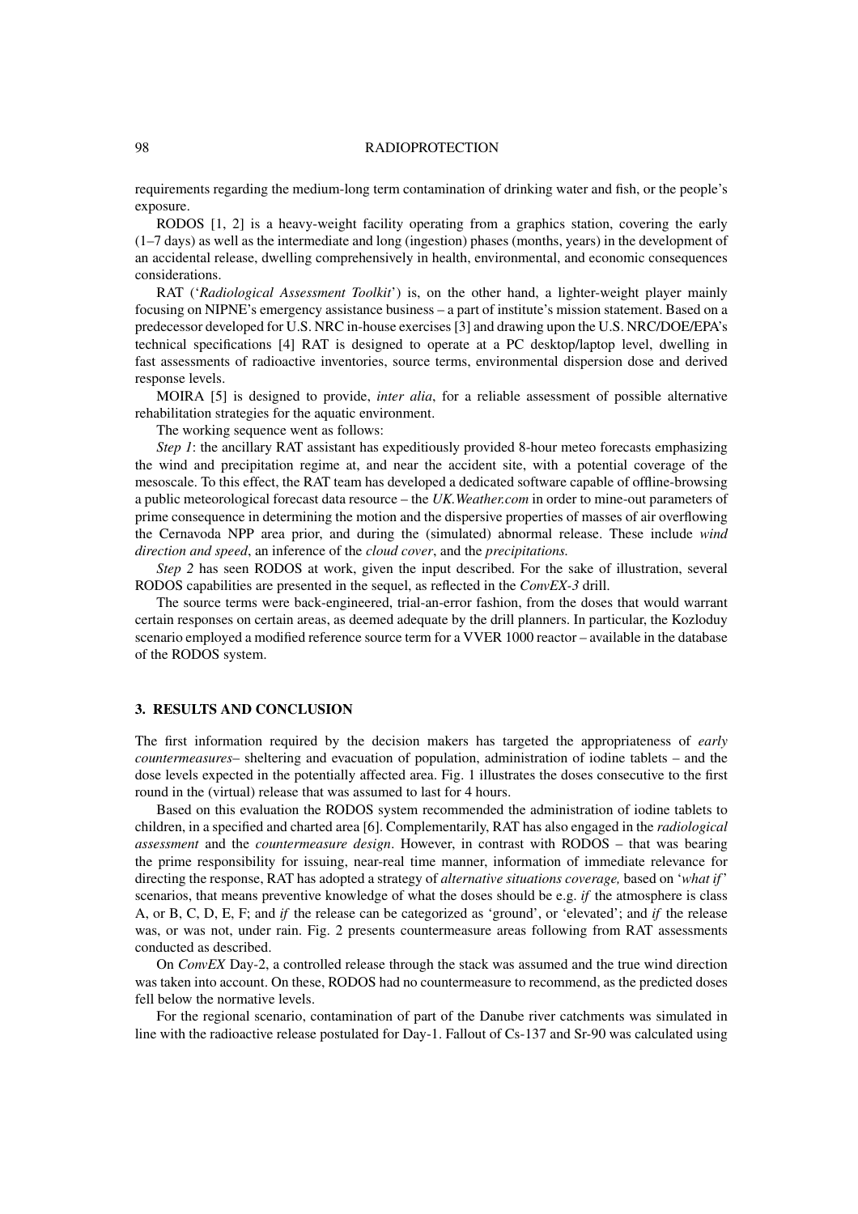requirements regarding the medium-long term contamination of drinking water and fish, or the people's exposure.

RODOS [1, 2] is a heavy-weight facility operating from a graphics station, covering the early (1–7 days) as well as the intermediate and long (ingestion) phases (months, years) in the development of an accidental release, dwelling comprehensively in health, environmental, and economic consequences considerations.

RAT ('*Radiological Assessment Toolkit*') is, on the other hand, a lighter-weight player mainly focusing on NIPNE's emergency assistance business – a part of institute's mission statement. Based on a predecessor developed for U.S. NRC in-house exercises [3] and drawing upon the U.S. NRC/DOE/EPA's technical specifications [4] RAT is designed to operate at a PC desktop/laptop level, dwelling in fast assessments of radioactive inventories, source terms, environmental dispersion dose and derived response levels.

MOIRA [5] is designed to provide, *inter alia*, for a reliable assessment of possible alternative rehabilitation strategies for the aquatic environment.

The working sequence went as follows:

*Step 1*: the ancillary RAT assistant has expeditiously provided 8-hour meteo forecasts emphasizing the wind and precipitation regime at, and near the accident site, with a potential coverage of the mesoscale. To this effect, the RAT team has developed a dedicated software capable of offline-browsing a public meteorological forecast data resource – the *UK.Weather.com* in order to mine-out parameters of prime consequence in determining the motion and the dispersive properties of masses of air overflowing the Cernavoda NPP area prior, and during the (simulated) abnormal release. These include *wind direction and speed*, an inference of the *cloud cover*, and the *precipitations.*

*Step 2* has seen RODOS at work, given the input described. For the sake of illustration, several RODOS capabilities are presented in the sequel, as reflected in the *ConvEX-3* drill.

The source terms were back-engineered, trial-an-error fashion, from the doses that would warrant certain responses on certain areas, as deemed adequate by the drill planners. In particular, the Kozloduy scenario employed a modified reference source term for a VVER 1000 reactor – available in the database of the RODOS system.

## 3. RESULTS AND CONCLUSION

The first information required by the decision makers has targeted the appropriateness of *early countermeasures*– sheltering and evacuation of population, administration of iodine tablets – and the dose levels expected in the potentially affected area. Fig. 1 illustrates the doses consecutive to the first round in the (virtual) release that was assumed to last for 4 hours.

Based on this evaluation the RODOS system recommended the administration of iodine tablets to children, in a specified and charted area [6]. Complementarily, RAT has also engaged in the *radiological assessment* and the *countermeasure design*. However, in contrast with RODOS – that was bearing the prime responsibility for issuing, near-real time manner, information of immediate relevance for directing the response, RAT has adopted a strategy of *alternative situations coverage,* based on '*what if*' scenarios, that means preventive knowledge of what the doses should be e.g. *if* the atmosphere is class A, or B, C, D, E, F; and *if* the release can be categorized as 'ground', or 'elevated'; and *if* the release was, or was not, under rain. Fig. 2 presents countermeasure areas following from RAT assessments conducted as described.

On *ConvEX* Day-2, a controlled release through the stack was assumed and the true wind direction was taken into account. On these, RODOS had no countermeasure to recommend, as the predicted doses fell below the normative levels.

For the regional scenario, contamination of part of the Danube river catchments was simulated in line with the radioactive release postulated for Day-1. Fallout of Cs-137 and Sr-90 was calculated using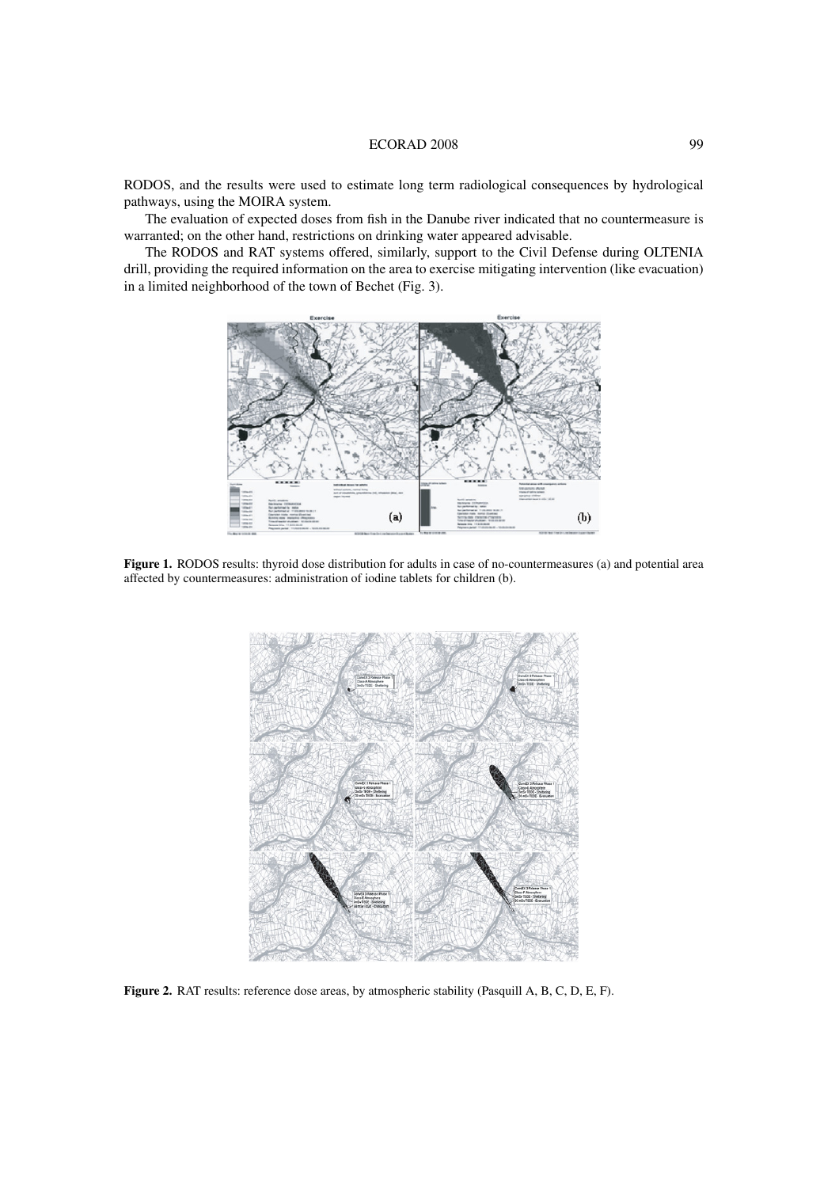RODOS, and the results were used to estimate long term radiological consequences by hydrological pathways, using the MOIRA system.

The evaluation of expected doses from fish in the Danube river indicated that no countermeasure is warranted; on the other hand, restrictions on drinking water appeared advisable.

The RODOS and RAT systems offered, similarly, support to the Civil Defense during OLTENIA drill, providing the required information on the area to exercise mitigating intervention (like evacuation) in a limited neighborhood of the town of Bechet (Fig. 3).

**Figure 1.** RODOS results: thyroid dose distribution for adults in case of no-countermeasures (a) and potential area affected by countermeasures: administration of iodine tablets for children (b).

**Figure 2.** RAT results: reference dose areas, by atmospheric stability (Pasquill A, B, C, D, E, F).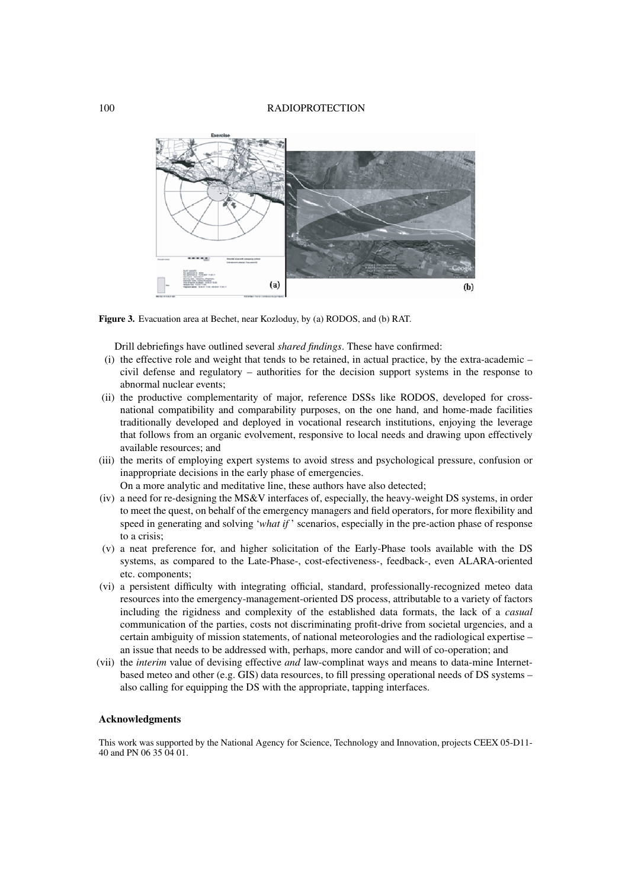Figure 3. Evacuation area at Bechet, near Kozloduy, by (a) RODOS, and (b) RAT.

Drill debriefings have outlined several *shared findings*. These have confirmed:

(i) the effective role and weight that tends to be retained, in actual practice, by the extra-academic – civil defense and regulatory – authorities for the decision support systems in the response to abnormal nuclear events;

(ii) the productive complementarity of major, reference DSSs like RODOS, developed for cross-national compatibility and comparability purposes, on the one hand, and home-made facilities traditionally developed and deployed in vocational research institutions, enjoying the leverage that follows from an organic evolvement, responsive to local needs and drawing upon effectively available resources; and

(iii) the merits of employing expert systems to avoid stress and psychological pressure, confusion or inappropriate decisions in the early phase of emergencies.

On a more analytic and meditative line, these authors have also detected;

(iv) a need for re-designing the MS&V interfaces of, especially, the heavy-weight DS systems, in order to meet the quest, on behalf of the emergency managers and field operators, for more flexibility and speed in generating and solving '*what if*' scenarios, especially in the pre-action phase of response to a crisis;

(v) a neat preference for, and higher solicitation of the Early-Phase tools available with the DS systems, as compared to the Late-Phase-, cost-efectiveness-, feedback-, even ALARA-oriented etc. components;

(vi) a persistent difficulty with integrating official, standard, professionally-recognized meteo data resources into the emergency-management-oriented DS process, attributable to a variety of factors including the rigidness and complexity of the established data formats, the lack of a *casual* communication of the parties, costs not discriminating profit-drive from societal urgencies, and a certain ambiguity of mission statements, of national meteorologies and the radiological expertise – an issue that needs to be addressed with, perhaps, more candor and will of co-operation; and

(vii) the *interim* value of devising effective *and* law-complinat ways and means to data-mine Internet-based meteo and other (e.g. GIS) data resources, to fill pressing operational needs of DS systems – also calling for equipping the DS with the appropriate, tapping interfaces.

### Acknowledgments

This work was supported by the National Agency for Science, Technology and Innovation, projects CEEX 05-D11-40 and PN 06 35 04 01.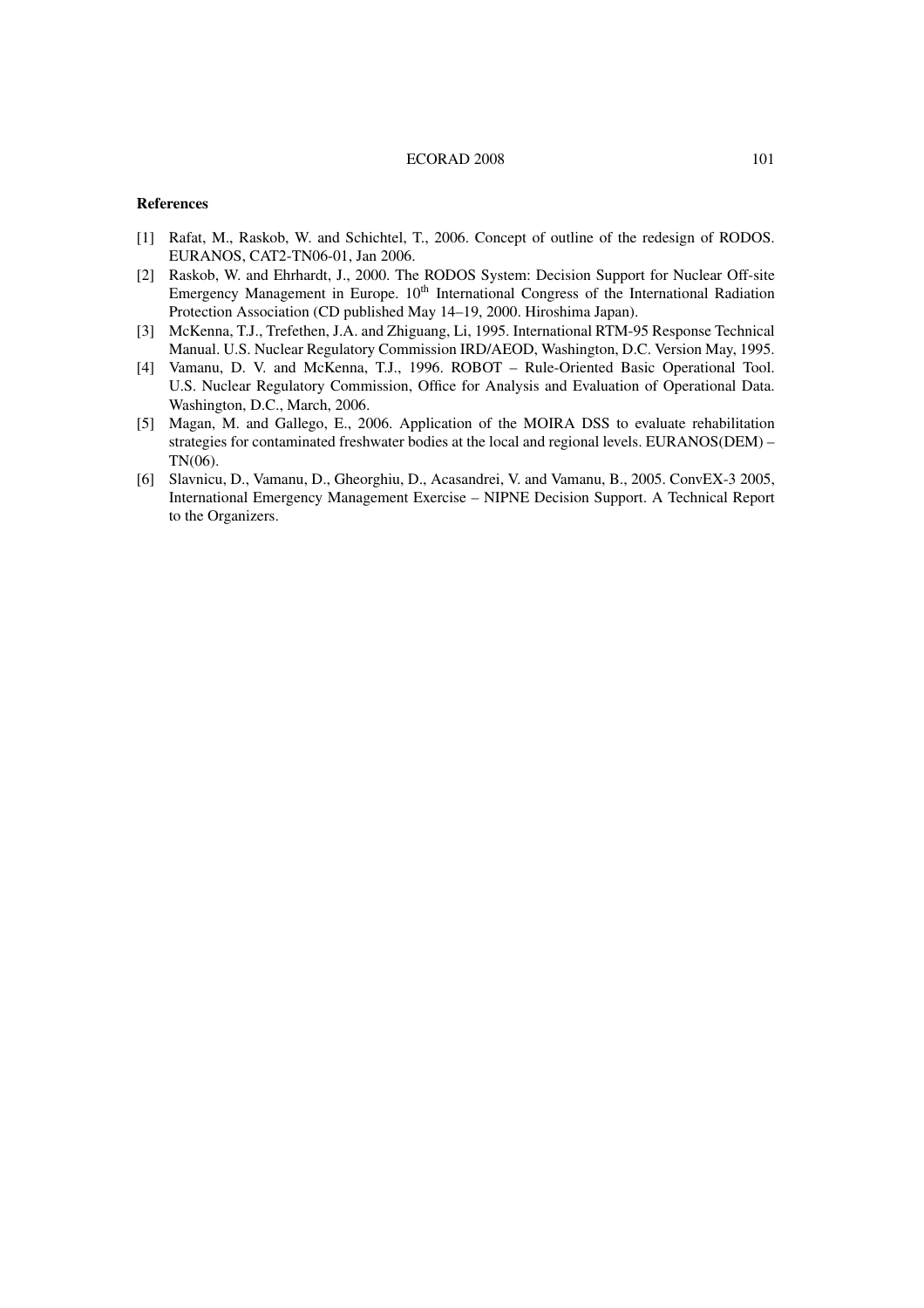## References

[1] Rafat, M., Raskob, W. and Schichtel, T., 2006. Concept of outline of the redesign of RODOS. EURANOS, CAT2-TN06-01, Jan 2006.

[2] Raskob, W. and Ehrhardt, J., 2000. The RODOS System: Decision Support for Nuclear Off-site Emergency Management in Europe. 10th International Congress of the International Radiation Protection Association (CD published May 14–19, 2000. Hiroshima Japan).

[3] McKenna, T.J., Trefethen, J.A. and Zhiguang, Li, 1995. International RTM-95 Response Technical Manual. U.S. Nuclear Regulatory Commission IRD/AEOD, Washington, D.C. Version May, 1995.

[4] Vamanu, D. V. and McKenna, T.J., 1996. ROBOT – Rule-Oriented Basic Operational Tool. U.S. Nuclear Regulatory Commission, Office for Analysis and Evaluation of Operational Data. Washington, D.C., March, 2006.

[5] Magan, M. and Gallego, E., 2006. Application of the MOIRA DSS to evaluate rehabilitation strategies for contaminated freshwater bodies at the local and regional levels. EURANOS(DEM) – TN(06).

[6] Slavnicu, D., Vamanu, D., Gheorghiu, D., Acasandrei, V. and Vamanu, B., 2005. ConvEX-3 2005, International Emergency Management Exercise – NIPNE Decision Support. A Technical Report to the Organizers.